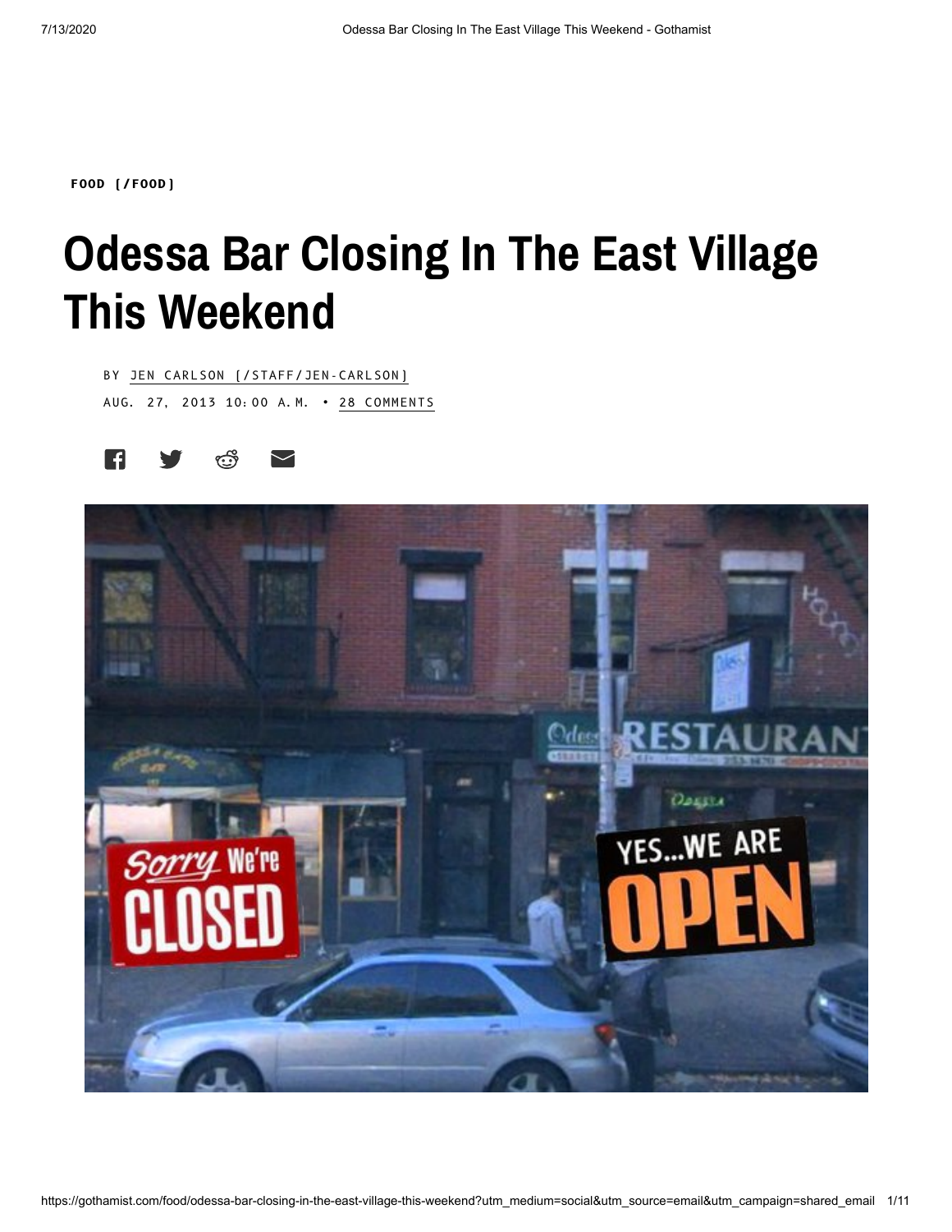FOOD [/FOOD]

# Odessa Bar Closing In The East Village This Weekend

BY JEN CARLSON [/STAFF/JEN-CARLSON]

AUG. 27, 2013 10:00 A.M. • 28 COMMENTS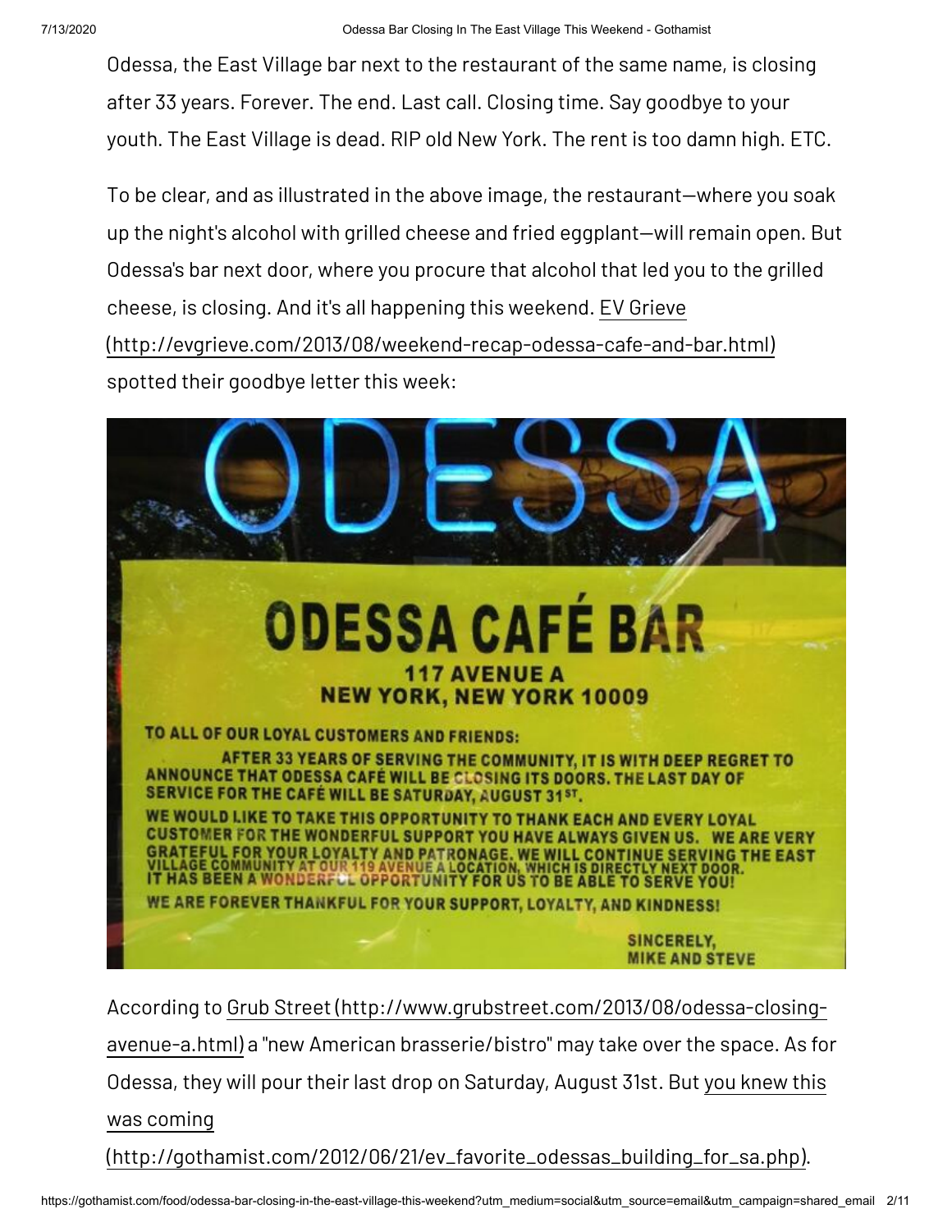Odessa, the East Village bar next to the restaurant of the same name, is closing after 33 years. Forever. The end. Last call. Closing time. Say goodbye to your youth. The East Village is dead. RIP old New York. The rent is too damn high. ETC.

To be clear, and as illustrated in the above image, the restaurant—where you soak up the night's alcohol with grilled cheese and fried eggplant—will remain open. But Odessa's bar next door, where you procure that alcohol that led you to the grilled cheese, is closing. And it's all happening this weekend. EV Grieve (http://evgrieve.com/2013/08/weekend-recap-odessa-cafe-and-bar.html) spotted their goodbye letter this week:

ODESSA

**ODESSA CAFÉ BAR**
**117 AVENUE A**
**NEW YORK, NEW YORK 10009**

TO ALL OF OUR LOYAL CUSTOMERS AND FRIENDS:

AFTER 33 YEARS OF SERVING THE COMMUNITY, IT IS WITH DEEP REGRET TO ANNOUNCE THAT ODESSA CAFÉ WILL BE CLOSING ITS DOORS. THE LAST DAY OF SERVICE FOR THE CAFÉ WILL BE SATURDAY, AUGUST 31ST.

WE WOULD LIKE TO TAKE THIS OPPORTUNITY TO THANK EACH AND EVERY LOYAL CUSTOMER FOR THE WONDERFUL SUPPORT YOU HAVE ALWAYS GIVEN US. WE ARE VERY GRATEFUL FOR YOUR LOYALTY AND PATRONAGE. WE WILL CONTINUE SERVING THE EAST VILLAGE COMMUNITY AT OUR 119 AVENUE A LOCATION, WHICH IS DIRECTLY NEXT DOOR. IT HAS BEEN A WONDERFUL OPPORTUNITY FOR US TO BE ABLE TO SERVE YOU!

WE ARE FOREVER THANKFUL FOR YOUR SUPPORT, LOYALTY, AND KINDNESS!

SINCERELY,
MIKE AND STEVE

According to Grub Street (http://www.grubstreet.com/2013/08/odessa-closing-avenue-a.html) a "new American brasserie/bistro" may take over the space. As for Odessa, they will pour their last drop on Saturday, August 31st. But you knew this was coming (http://gothamist.com/2012/06/21/ev_favorite_odessas_building_for_sa.php).